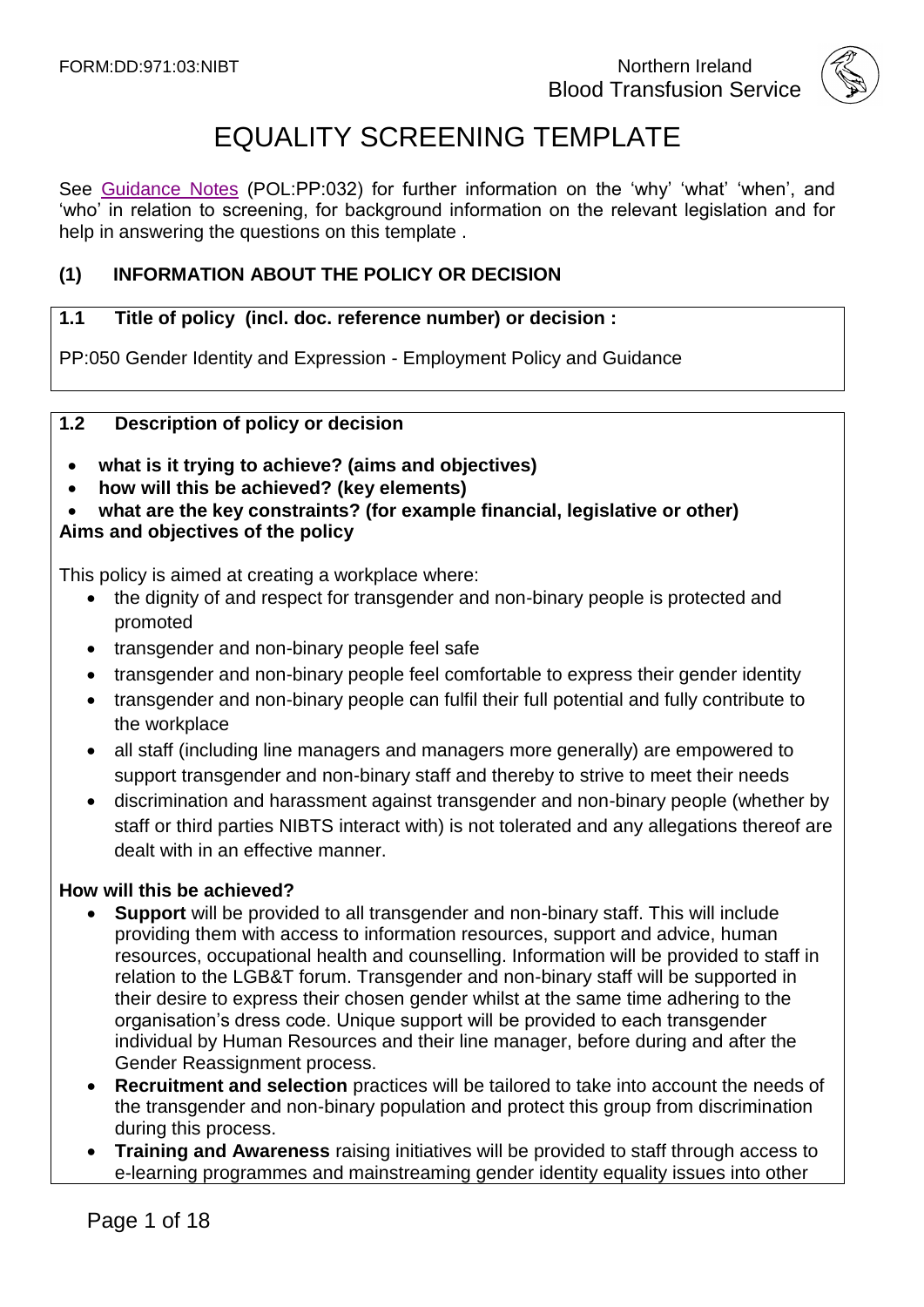FORM:DD:971:03:NIBT

Northern Ireland Blood Transfusion Service

# EQUALITY SCREENING TEMPLATE

See Guidance Notes (POL:PP:032) for further information on the 'why' 'what' 'when', and 'who' in relation to screening, for background information on the relevant legislation and for help in answering the questions on this template .

## (1) INFORMATION ABOUT THE POLICY OR DECISION

### 1.1 Title of policy (incl. doc. reference number) or decision :

PP:050 Gender Identity and Expression - Employment Policy and Guidance

### 1.2 Description of policy or decision

- **what is it trying to achieve? (aims and objectives)**
- **how will this be achieved? (key elements)**
- **what are the key constraints? (for example financial, legislative or other)**

**Aims and objectives of the policy**

This policy is aimed at creating a workplace where:

- the dignity of and respect for transgender and non-binary people is protected and promoted
- transgender and non-binary people feel safe
- transgender and non-binary people feel comfortable to express their gender identity
- transgender and non-binary people can fulfil their full potential and fully contribute to the workplace
- all staff (including line managers and managers more generally) are empowered to support transgender and non-binary staff and thereby to strive to meet their needs
- discrimination and harassment against transgender and non-binary people (whether by staff or third parties NIBTS interact with) is not tolerated and any allegations thereof are dealt with in an effective manner.

**How will this be achieved?**

- **Support** will be provided to all transgender and non-binary staff. This will include providing them with access to information resources, support and advice, human resources, occupational health and counselling. Information will be provided to staff in relation to the LGB&T forum. Transgender and non-binary staff will be supported in their desire to express their chosen gender whilst at the same time adhering to the organisation's dress code. Unique support will be provided to each transgender individual by Human Resources and their line manager, before during and after the Gender Reassignment process.
- **Recruitment and selection** practices will be tailored to take into account the needs of the transgender and non-binary population and protect this group from discrimination during this process.
- **Training and Awareness** raising initiatives will be provided to staff through access to e-learning programmes and mainstreaming gender identity equality issues into other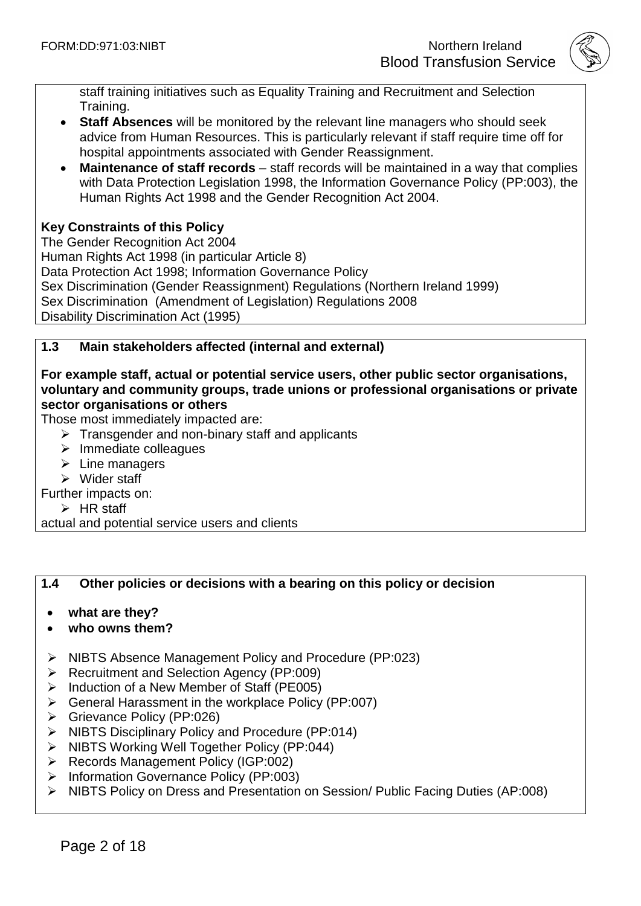staff training initiatives such as Equality Training and Recruitment and Selection Training.

- **Staff Absences** will be monitored by the relevant line managers who should seek advice from Human Resources. This is particularly relevant if staff require time off for hospital appointments associated with Gender Reassignment.
- **Maintenance of staff records** – staff records will be maintained in a way that complies with Data Protection Legislation 1998, the Information Governance Policy (PP:003), the Human Rights Act 1998 and the Gender Recognition Act 2004.

**Key Constraints of this Policy**

The Gender Recognition Act 2004
Human Rights Act 1998 (in particular Article 8)
Data Protection Act 1998; Information Governance Policy
Sex Discrimination (Gender Reassignment) Regulations (Northern Ireland 1999)
Sex Discrimination (Amendment of Legislation) Regulations 2008
Disability Discrimination Act (1995)

**1.3 Main stakeholders affected (internal and external)**

**For example staff, actual or potential service users, other public sector organisations, voluntary and community groups, trade unions or professional organisations or private sector organisations or others**

Those most immediately impacted are:

- Transgender and non-binary staff and applicants
- Immediate colleagues
- Line managers
- Wider staff

Further impacts on:

- HR staff

actual and potential service users and clients

**1.4 Other policies or decisions with a bearing on this policy or decision**

- **what are they?**
- **who owns them?**

- NIBTS Absence Management Policy and Procedure (PP:023)
- Recruitment and Selection Agency (PP:009)
- Induction of a New Member of Staff (PE005)
- General Harassment in the workplace Policy (PP:007)
- Grievance Policy (PP:026)
- NIBTS Disciplinary Policy and Procedure (PP:014)
- NIBTS Working Well Together Policy (PP:044)
- Records Management Policy (IGP:002)
- Information Governance Policy (PP:003)
- NIBTS Policy on Dress and Presentation on Session/ Public Facing Duties (AP:008)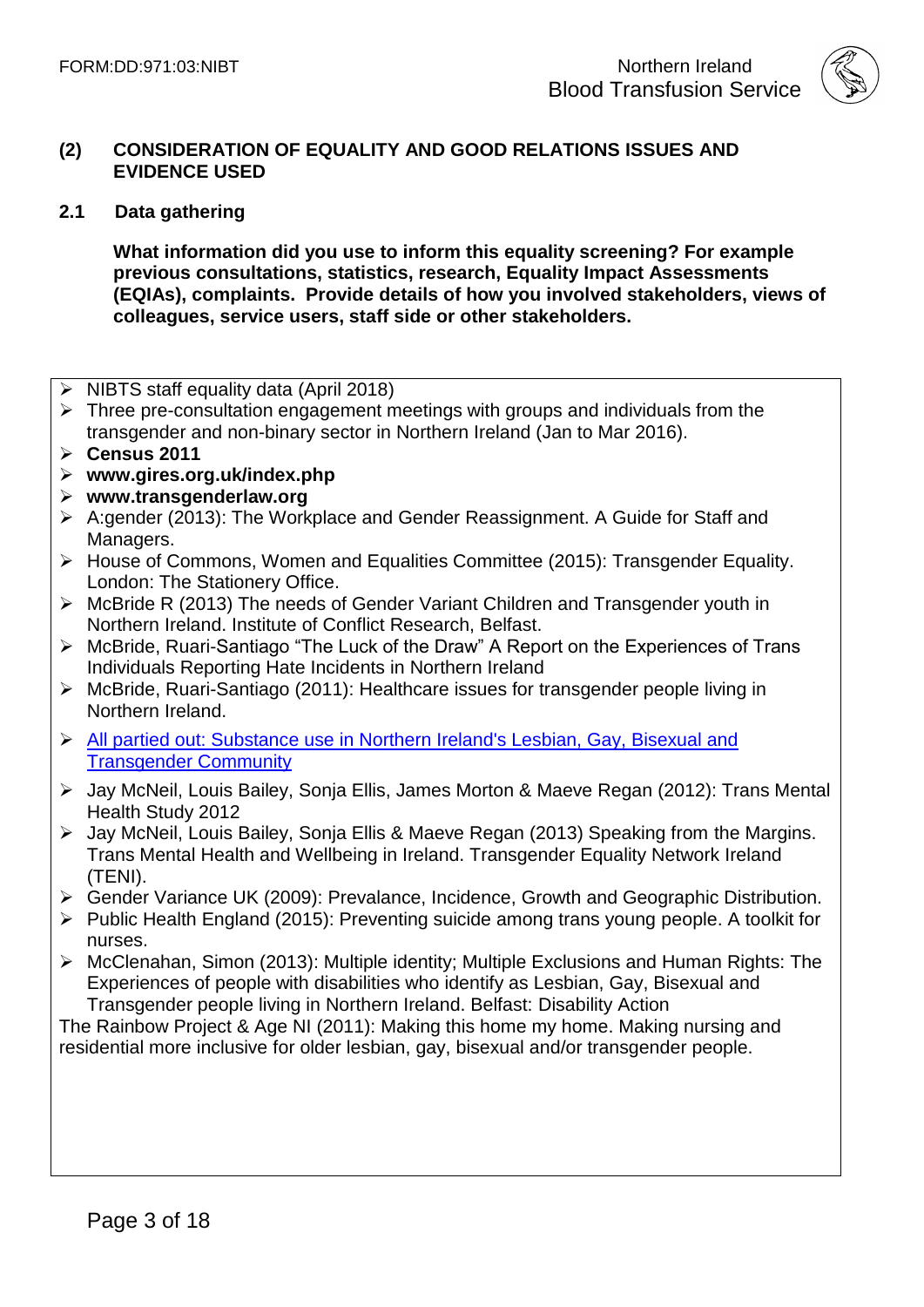## (2) CONSIDERATION OF EQUALITY AND GOOD RELATIONS ISSUES AND EVIDENCE USED

### 2.1 Data gathering

**What information did you use to inform this equality screening? For example previous consultations, statistics, research, Equality Impact Assessments (EQIAs), complaints. Provide details of how you involved stakeholders, views of colleagues, service users, staff side or other stakeholders.**

- NIBTS staff equality data (April 2018)
- Three pre-consultation engagement meetings with groups and individuals from the transgender and non-binary sector in Northern Ireland (Jan to Mar 2016).
- **Census 2011**
- **www.gires.org.uk/index.php**
- **www.transgenderlaw.org**
- A:gender (2013): The Workplace and Gender Reassignment. A Guide for Staff and Managers.
- House of Commons, Women and Equalities Committee (2015): Transgender Equality. London: The Stationery Office.
- McBride R (2013) The needs of Gender Variant Children and Transgender youth in Northern Ireland. Institute of Conflict Research, Belfast.
- McBride, Ruari-Santiago "The Luck of the Draw" A Report on the Experiences of Trans Individuals Reporting Hate Incidents in Northern Ireland
- McBride, Ruari-Santiago (2011): Healthcare issues for transgender people living in Northern Ireland.
- All partied out: Substance use in Northern Ireland's Lesbian, Gay, Bisexual and Transgender Community
- Jay McNeil, Louis Bailey, Sonja Ellis, James Morton & Maeve Regan (2012): Trans Mental Health Study 2012
- Jay McNeil, Louis Bailey, Sonja Ellis & Maeve Regan (2013) Speaking from the Margins. Trans Mental Health and Wellbeing in Ireland. Transgender Equality Network Ireland (TENI).
- Gender Variance UK (2009): Prevalance, Incidence, Growth and Geographic Distribution.
- Public Health England (2015): Preventing suicide among trans young people. A toolkit for nurses.
- McClenahan, Simon (2013): Multiple identity; Multiple Exclusions and Human Rights: The Experiences of people with disabilities who identify as Lesbian, Gay, Bisexual and Transgender people living in Northern Ireland. Belfast: Disability Action

The Rainbow Project & Age NI (2011): Making this home my home. Making nursing and residential more inclusive for older lesbian, gay, bisexual and/or transgender people.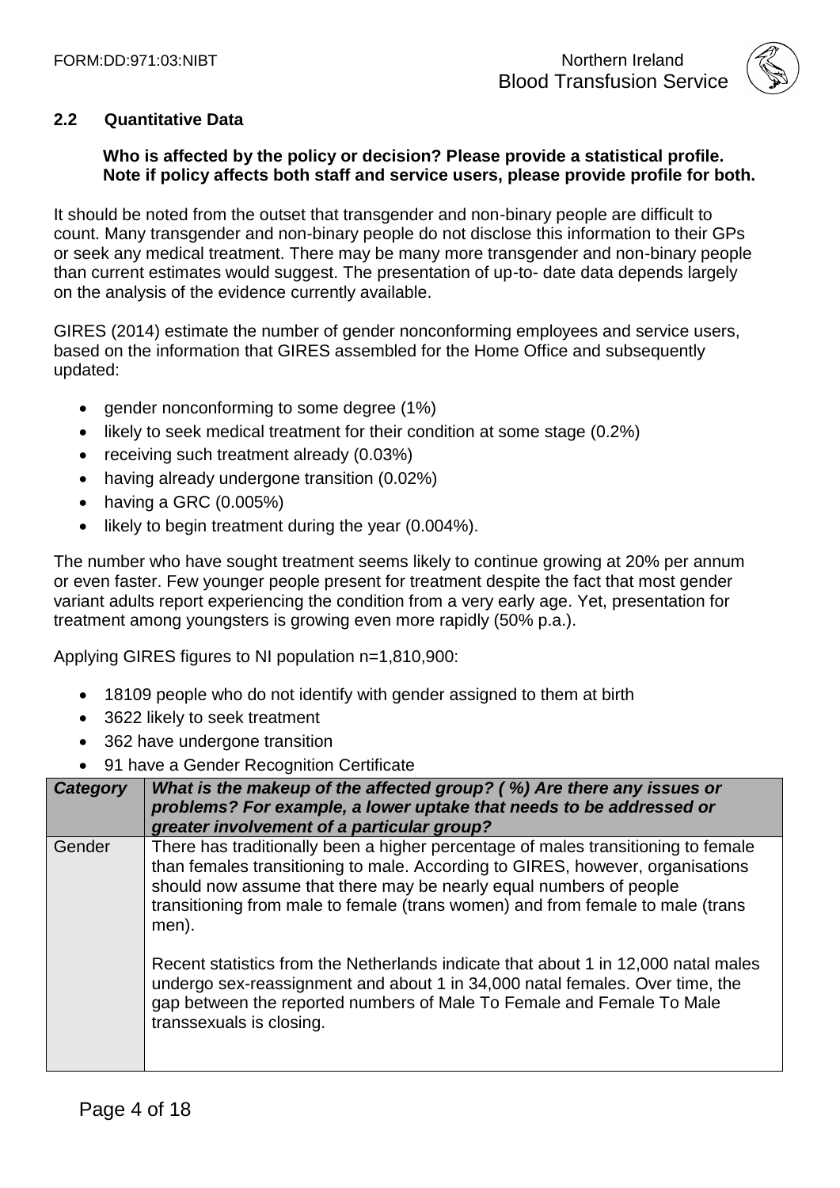### 2.2 Quantitative Data

**Who is affected by the policy or decision? Please provide a statistical profile. Note if policy affects both staff and service users, please provide profile for both.**

It should be noted from the outset that transgender and non-binary people are difficult to count. Many transgender and non-binary people do not disclose this information to their GPs or seek any medical treatment. There may be many more transgender and non-binary people than current estimates would suggest. The presentation of up-to- date data depends largely on the analysis of the evidence currently available.

GIRES (2014) estimate the number of gender nonconforming employees and service users, based on the information that GIRES assembled for the Home Office and subsequently updated:

- gender nonconforming to some degree (1%)
- likely to seek medical treatment for their condition at some stage (0.2%)
- receiving such treatment already (0.03%)
- having already undergone transition (0.02%)
- having a GRC (0.005%)
- likely to begin treatment during the year (0.004%).

The number who have sought treatment seems likely to continue growing at 20% per annum or even faster. Few younger people present for treatment despite the fact that most gender variant adults report experiencing the condition from a very early age. Yet, presentation for treatment among youngsters is growing even more rapidly (50% p.a.).

Applying GIRES figures to NI population n=1,810,900:

- 18109 people who do not identify with gender assigned to them at birth
- 3622 likely to seek treatment
- 362 have undergone transition
- 91 have a Gender Recognition Certificate

| ***Category*** | ***What is the makeup of the affected group? ( %) Are there any issues or problems? For example, a lower uptake that needs to be addressed or greater involvement of a particular group?*** |
|---|---|
| Gender | There has traditionally been a higher percentage of males transitioning to female than females transitioning to male. According to GIRES, however, organisations should now assume that there may be nearly equal numbers of people transitioning from male to female (trans women) and from female to male (trans men).<br><br>Recent statistics from the Netherlands indicate that about 1 in 12,000 natal males undergo sex-reassignment and about 1 in 34,000 natal females. Over time, the gap between the reported numbers of Male To Female and Female To Male transsexuals is closing. |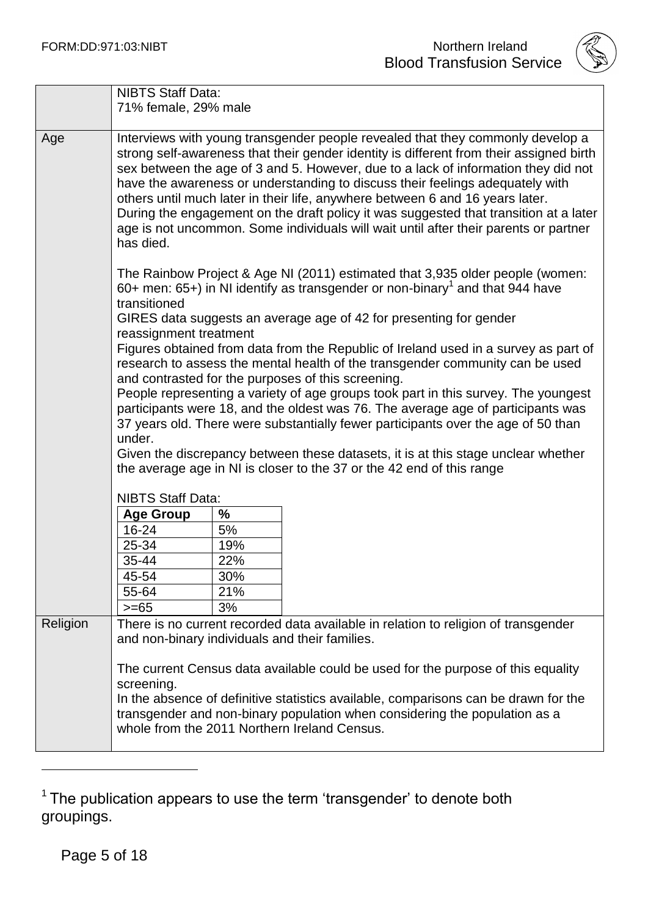| | |
|---|---|
| | NIBTS Staff Data:<br>71% female, 29% male |
| Age | Interviews with young transgender people revealed that they commonly develop a strong self-awareness that their gender identity is different from their assigned birth sex between the age of 3 and 5. However, due to a lack of information they did not have the awareness or understanding to discuss their feelings adequately with others until much later in their life, anywhere between 6 and 16 years later.<br>During the engagement on the draft policy it was suggested that transition at a later age is not uncommon. Some individuals will wait until after their parents or partner has died.<br><br>The Rainbow Project & Age NI (2011) estimated that 3,935 older people (women: 60+ men: 65+) in NI identify as transgender or non-binary[1] and that 944 have transitioned<br>GIRES data suggests an average age of 42 for presenting for gender reassignment treatment<br>Figures obtained from data from the Republic of Ireland used in a survey as part of research to assess the mental health of the transgender community can be used and contrasted for the purposes of this screening.<br>People representing a variety of age groups took part in this survey. The youngest participants were 18, and the oldest was 76. The average age of participants was 37 years old. There were substantially fewer participants over the age of 50 than under.<br>Given the discrepancy between these datasets, it is at this stage unclear whether the average age in NI is closer to the 37 or the 42 end of this range<br><br>NIBTS Staff Data:<br>**Age Group** – **%**<br>16-24 – 5%<br>25-34 – 19%<br>35-44 – 22%<br>45-54 – 30%<br>55-64 – 21%<br>>=65 – 3% |
| Religion | There is no current recorded data available in relation to religion of transgender and non-binary individuals and their families.<br><br>The current Census data available could be used for the purpose of this equality screening.<br>In the absence of definitive statistics available, comparisons can be drawn for the transgender and non-binary population when considering the population as a whole from the 2011 Northern Ireland Census. |

[1] The publication appears to use the term 'transgender' to denote both groupings.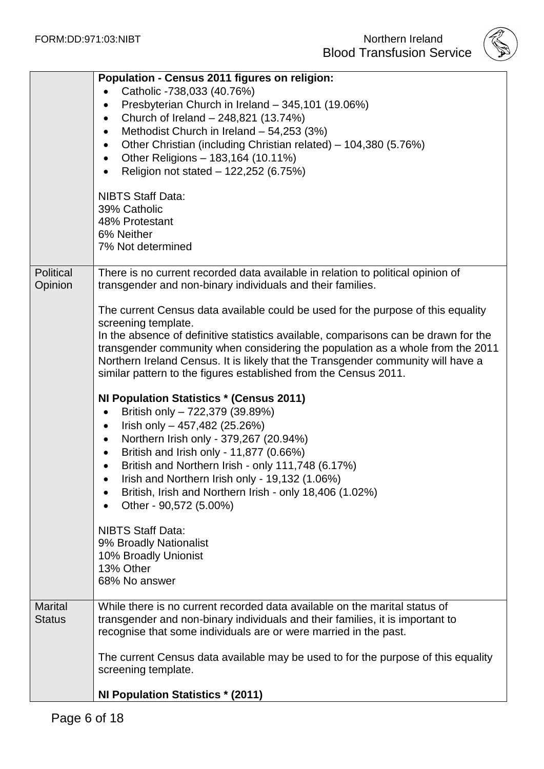|  | **Population - Census 2011 figures on religion:**<br>• Catholic -738,033 (40.76%)<br>• Presbyterian Church in Ireland – 345,101 (19.06%)<br>• Church of Ireland – 248,821 (13.74%)<br>• Methodist Church in Ireland – 54,253 (3%)<br>• Other Christian (including Christian related) – 104,380 (5.76%)<br>• Other Religions – 183,164 (10.11%)<br>• Religion not stated – 122,252 (6.75%)<br><br>NIBTS Staff Data:<br>39% Catholic<br>48% Protestant<br>6% Neither<br>7% Not determined |
|---|---|
| Political Opinion | There is no current recorded data available in relation to political opinion of transgender and non-binary individuals and their families.<br><br>The current Census data available could be used for the purpose of this equality screening template.<br>In the absence of definitive statistics available, comparisons can be drawn for the transgender community when considering the population as a whole from the 2011 Northern Ireland Census. It is likely that the Transgender community will have a similar pattern to the figures established from the Census 2011.<br><br>**NI Population Statistics * (Census 2011)**<br>• British only – 722,379 (39.89%)<br>• Irish only – 457,482 (25.26%)<br>• Northern Irish only - 379,267 (20.94%)<br>• British and Irish only - 11,877 (0.66%)<br>• British and Northern Irish - only 111,748 (6.17%)<br>• Irish and Northern Irish only - 19,132 (1.06%)<br>• British, Irish and Northern Irish - only 18,406 (1.02%)<br>• Other - 90,572 (5.00%)<br><br>NIBTS Staff Data:<br>9% Broadly Nationalist<br>10% Broadly Unionist<br>13% Other<br>68% No answer |
| Marital Status | While there is no current recorded data available on the marital status of transgender and non-binary individuals and their families, it is important to recognise that some individuals are or were married in the past.<br><br>The current Census data available may be used to for the purpose of this equality screening template.<br><br>**NI Population Statistics * (2011)** |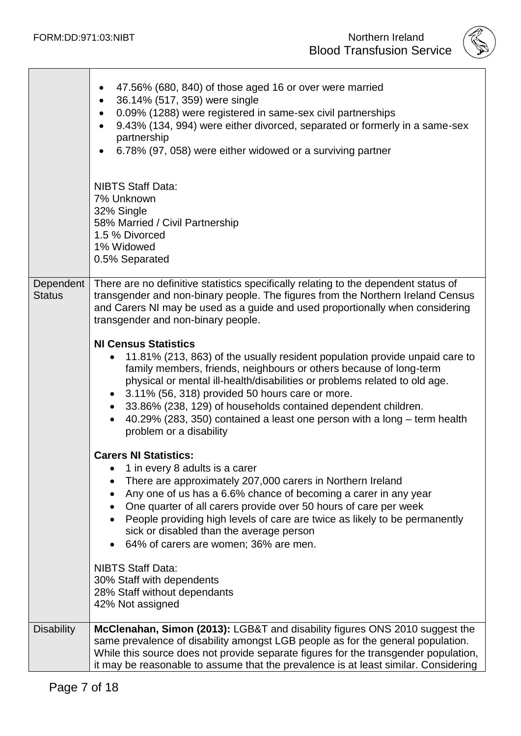| | |
|---|---|
| | • 47.56% (680, 840) of those aged 16 or over were married<br>• 36.14% (517, 359) were single<br>• 0.09% (1288) were registered in same-sex civil partnerships<br>• 9.43% (134, 994) were either divorced, separated or formerly in a same-sex partnership<br>• 6.78% (97, 058) were either widowed or a surviving partner<br><br>NIBTS Staff Data:<br>7% Unknown<br>32% Single<br>58% Married / Civil Partnership<br>1.5 % Divorced<br>1% Widowed<br>0.5% Separated |
| Dependent Status | There are no definitive statistics specifically relating to the dependent status of transgender and non-binary people. The figures from the Northern Ireland Census and Carers NI may be used as a guide and used proportionally when considering transgender and non-binary people.<br><br>**NI Census Statistics**<br>• 11.81% (213, 863) of the usually resident population provide unpaid care to family members, friends, neighbours or others because of long-term physical or mental ill-health/disabilities or problems related to old age.<br>• 3.11% (56, 318) provided 50 hours care or more.<br>• 33.86% (238, 129) of households contained dependent children.<br>• 40.29% (283, 350) contained a least one person with a long – term health problem or a disability<br><br>**Carers NI Statistics:**<br>• 1 in every 8 adults is a carer<br>• There are approximately 207,000 carers in Northern Ireland<br>• Any one of us has a 6.6% chance of becoming a carer in any year<br>• One quarter of all carers provide over 50 hours of care per week<br>• People providing high levels of care are twice as likely to be permanently sick or disabled than the average person<br>• 64% of carers are women; 36% are men.<br><br>NIBTS Staff Data:<br>30% Staff with dependents<br>28% Staff without dependants<br>42% Not assigned |
| Disability | **McClenahan, Simon (2013):** LGB&T and disability figures ONS 2010 suggest the same prevalence of disability amongst LGB people as for the general population. While this source does not provide separate figures for the transgender population, it may be reasonable to assume that the prevalence is at least similar. Considering |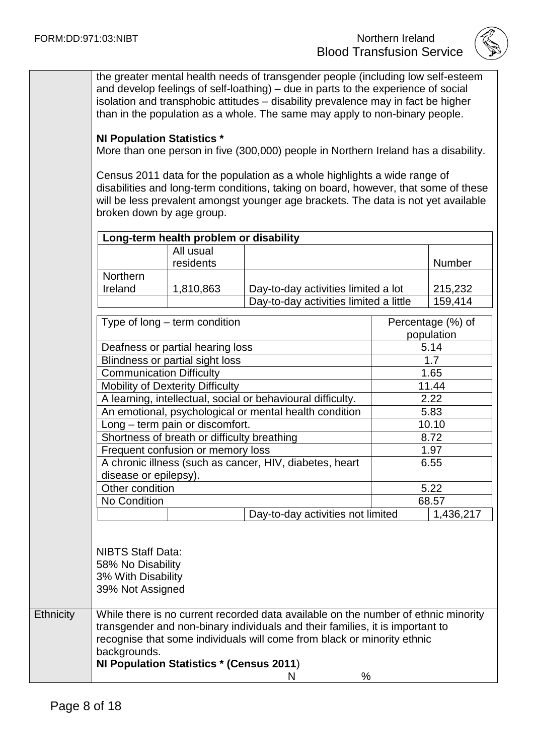the greater mental health needs of transgender people (including low self-esteem and develop feelings of self-loathing) – due in parts to the experience of social isolation and transphobic attitudes – disability prevalence may in fact be higher than in the population as a whole. The same may apply to non-binary people.

**NI Population Statistics ***

More than one person in five (300,000) people in Northern Ireland has a disability.

Census 2011 data for the population as a whole highlights a wide range of disabilities and long-term conditions, taking on board, however, that some of these will be less prevalent amongst younger age brackets. The data is not yet available broken down by age group.

| **Long-term health problem or disability** | | | |
|---|---|---|---|
| | All usual residents | | Number |
| Northern Ireland | 1,810,863 | Day-to-day activities limited a lot | 215,232 |
| | | Day-to-day activities limited a little | 159,414 |

| Type of long – term condition | Percentage (%) of population |
|---|---|
| Deafness or partial hearing loss | 5.14 |
| Blindness or partial sight loss | 1.7 |
| Communication Difficulty | 1.65 |
| Mobility of Dexterity Difficulty | 11.44 |
| A learning, intellectual, social or behavioural difficulty. | 2.22 |
| An emotional, psychological or mental health condition | 5.83 |
| Long – term pain or discomfort. | 10.10 |
| Shortness of breath or difficulty breathing | 8.72 |
| Frequent confusion or memory loss | 1.97 |
| A chronic illness (such as cancer, HIV, diabetes, heart disease or epilepsy). | 6.55 |
| Other condition | 5.22 |
| No Condition | 68.57 |

| | | | |
|---|---|---|---|
| | | Day-to-day activities not limited | 1,436,217 |

NIBTS Staff Data:
58% No Disability
3% With Disability
39% Not Assigned

**Ethnicity**

While there is no current recorded data available on the number of ethnic minority transgender and non-binary individuals and their families, it is important to recognise that some individuals will come from black or minority ethnic backgrounds.

**NI Population Statistics * (Census 2011**)

| | N | % |
|---|---|---|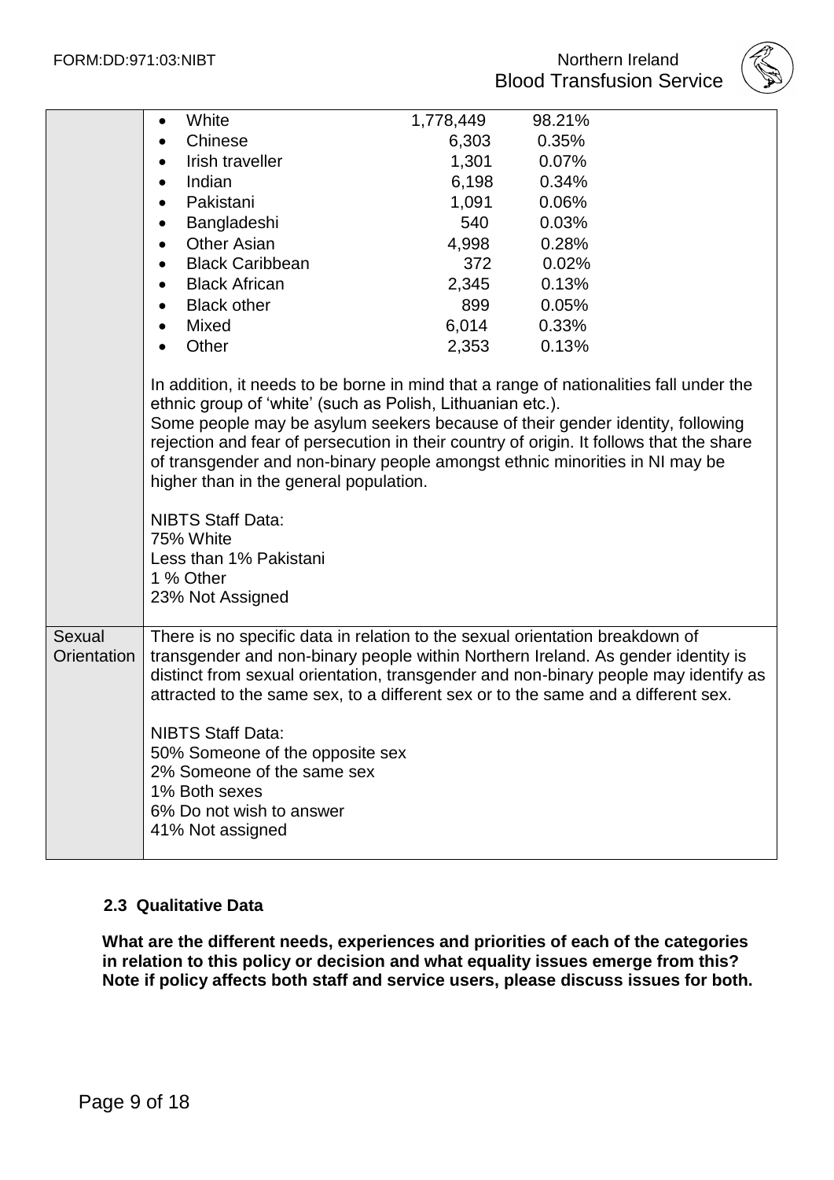| | |
|---|---|
| | • White 1,778,449 98.21%<br>• Chinese 6,303 0.35%<br>• Irish traveller 1,301 0.07%<br>• Indian 6,198 0.34%<br>• Pakistani 1,091 0.06%<br>• Bangladeshi 540 0.03%<br>• Other Asian 4,998 0.28%<br>• Black Caribbean 372 0.02%<br>• Black African 2,345 0.13%<br>• Black other 899 0.05%<br>• Mixed 6,014 0.33%<br>• Other 2,353 0.13%<br><br>In addition, it needs to be borne in mind that a range of nationalities fall under the ethnic group of 'white' (such as Polish, Lithuanian etc.).<br>Some people may be asylum seekers because of their gender identity, following rejection and fear of persecution in their country of origin. It follows that the share of transgender and non-binary people amongst ethnic minorities in NI may be higher than in the general population.<br><br>NIBTS Staff Data:<br>75% White<br>Less than 1% Pakistani<br>1 % Other<br>23% Not Assigned |
| Sexual Orientation | There is no specific data in relation to the sexual orientation breakdown of transgender and non-binary people within Northern Ireland. As gender identity is distinct from sexual orientation, transgender and non-binary people may identify as attracted to the same sex, to a different sex or to the same and a different sex.<br><br>NIBTS Staff Data:<br>50% Someone of the opposite sex<br>2% Someone of the same sex<br>1% Both sexes<br>6% Do not wish to answer<br>41% Not assigned |

### 2.3 Qualitative Data

**What are the different needs, experiences and priorities of each of the categories in relation to this policy or decision and what equality issues emerge from this? Note if policy affects both staff and service users, please discuss issues for both.**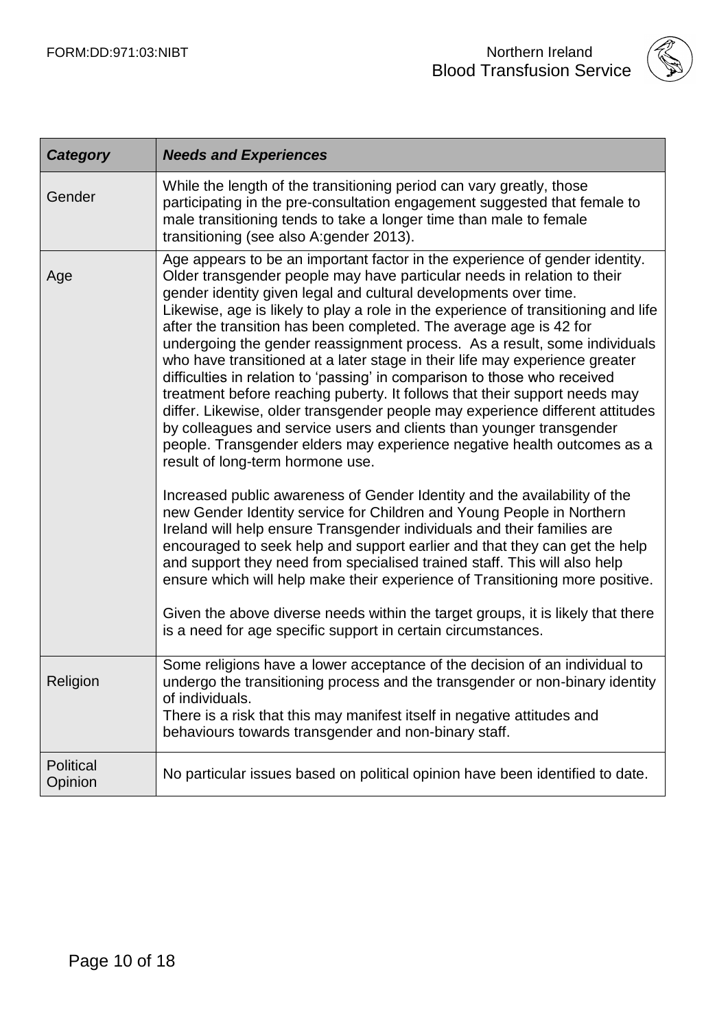| *Category* | *Needs and Experiences* |
|---|---|
| Gender | While the length of the transitioning period can vary greatly, those participating in the pre-consultation engagement suggested that female to male transitioning tends to take a longer time than male to female transitioning (see also A:gender 2013). |
| Age | Age appears to be an important factor in the experience of gender identity. Older transgender people may have particular needs in relation to their gender identity given legal and cultural developments over time. Likewise, age is likely to play a role in the experience of transitioning and life after the transition has been completed. The average age is 42 for undergoing the gender reassignment process. As a result, some individuals who have transitioned at a later stage in their life may experience greater difficulties in relation to 'passing' in comparison to those who received treatment before reaching puberty. It follows that their support needs may differ. Likewise, older transgender people may experience different attitudes by colleagues and service users and clients than younger transgender people. Transgender elders may experience negative health outcomes as a result of long-term hormone use.<br><br>Increased public awareness of Gender Identity and the availability of the new Gender Identity service for Children and Young People in Northern Ireland will help ensure Transgender individuals and their families are encouraged to seek help and support earlier and that they can get the help and support they need from specialised trained staff. This will also help ensure which will help make their experience of Transitioning more positive.<br><br>Given the above diverse needs within the target groups, it is likely that there is a need for age specific support in certain circumstances. |
| Religion | Some religions have a lower acceptance of the decision of an individual to undergo the transitioning process and the transgender or non-binary identity of individuals.<br>There is a risk that this may manifest itself in negative attitudes and behaviours towards transgender and non-binary staff. |
| Political Opinion | No particular issues based on political opinion have been identified to date. |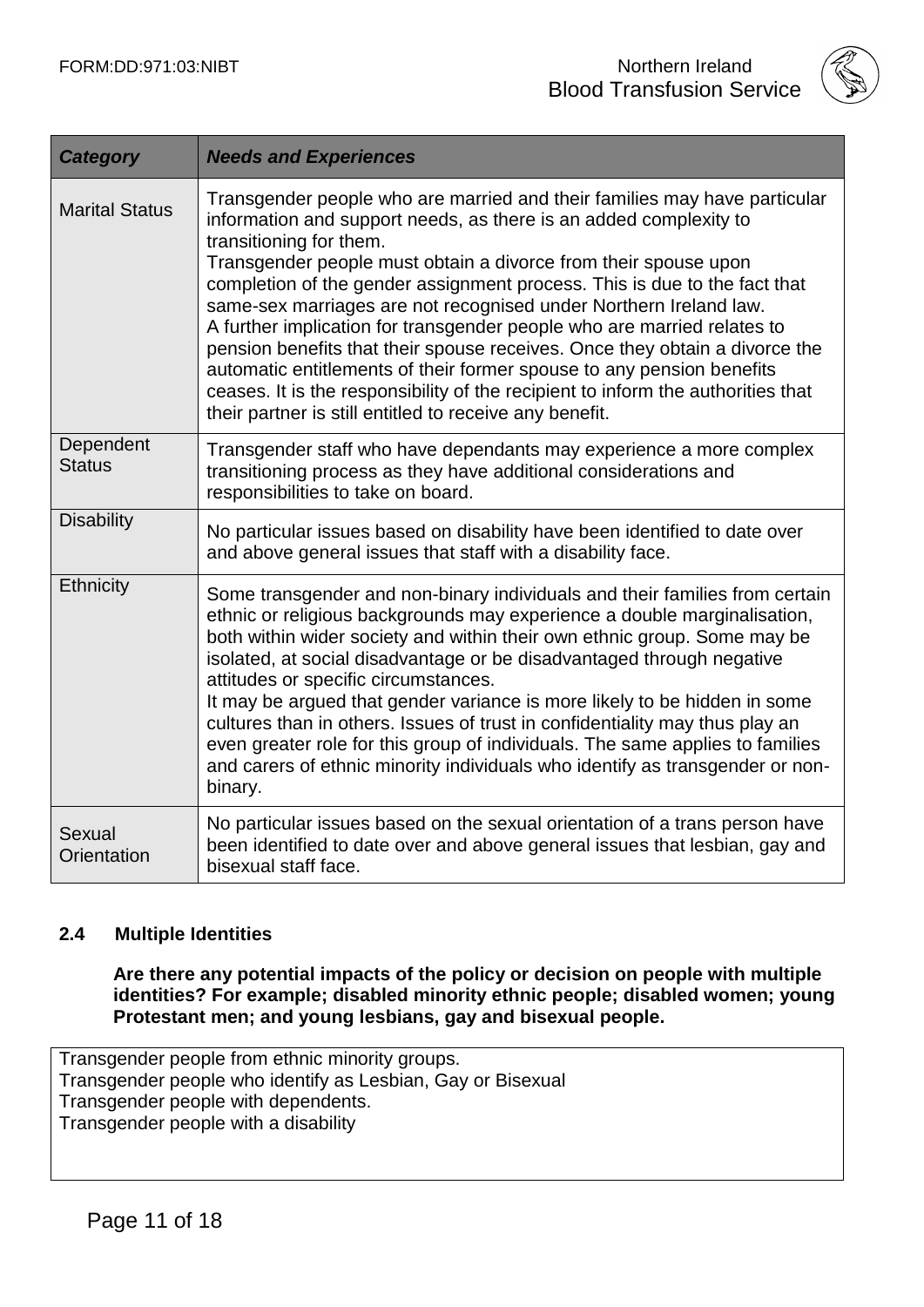| *Category* | *Needs and Experiences* |
|---|---|
| Marital Status | Transgender people who are married and their families may have particular information and support needs, as there is an added complexity to transitioning for them.<br>Transgender people must obtain a divorce from their spouse upon completion of the gender assignment process. This is due to the fact that same-sex marriages are not recognised under Northern Ireland law.<br>A further implication for transgender people who are married relates to pension benefits that their spouse receives. Once they obtain a divorce the automatic entitlements of their former spouse to any pension benefits ceases. It is the responsibility of the recipient to inform the authorities that their partner is still entitled to receive any benefit. |
| Dependent Status | Transgender staff who have dependants may experience a more complex transitioning process as they have additional considerations and responsibilities to take on board. |
| Disability | No particular issues based on disability have been identified to date over and above general issues that staff with a disability face. |
| Ethnicity | Some transgender and non-binary individuals and their families from certain ethnic or religious backgrounds may experience a double marginalisation, both within wider society and within their own ethnic group. Some may be isolated, at social disadvantage or be disadvantaged through negative attitudes or specific circumstances.<br>It may be argued that gender variance is more likely to be hidden in some cultures than in others. Issues of trust in confidentiality may thus play an even greater role for this group of individuals. The same applies to families and carers of ethnic minority individuals who identify as transgender or non-binary. |
| Sexual Orientation | No particular issues based on the sexual orientation of a trans person have been identified to date over and above general issues that lesbian, gay and bisexual staff face. |

### 2.4 Multiple Identities

**Are there any potential impacts of the policy or decision on people with multiple identities? For example; disabled minority ethnic people; disabled women; young Protestant men; and young lesbians, gay and bisexual people.**

Transgender people from ethnic minority groups.
Transgender people who identify as Lesbian, Gay or Bisexual
Transgender people with dependents.
Transgender people with a disability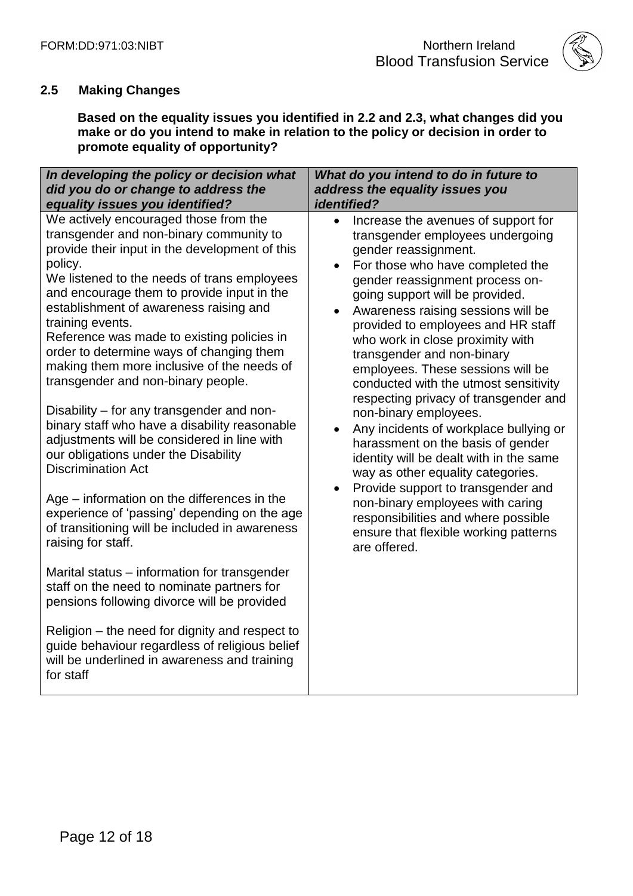### 2.5 Making Changes

**Based on the equality issues you identified in 2.2 and 2.3, what changes did you make or do you intend to make in relation to the policy or decision in order to promote equality of opportunity?**

| ***In developing the policy or decision what did you do or change to address the equality issues you identified?*** | ***What do you intend to do in future to address the equality issues you identified?*** |
|---|---|
| We actively encouraged those from the transgender and non-binary community to provide their input in the development of this policy.<br>We listened to the needs of trans employees and encourage them to provide input in the establishment of awareness raising and training events.<br>Reference was made to existing policies in order to determine ways of changing them making them more inclusive of the needs of transgender and non-binary people.<br><br>Disability – for any transgender and non-binary staff who have a disability reasonable adjustments will be considered in line with our obligations under the Disability Discrimination Act<br><br>Age – information on the differences in the experience of 'passing' depending on the age of transitioning will be included in awareness raising for staff.<br><br>Marital status – information for transgender staff on the need to nominate partners for pensions following divorce will be provided<br><br>Religion – the need for dignity and respect to guide behaviour regardless of religious belief will be underlined in awareness and training for staff | • Increase the avenues of support for transgender employees undergoing gender reassignment.<br>• For those who have completed the gender reassignment process on-going support will be provided.<br>• Awareness raising sessions will be provided to employees and HR staff who work in close proximity with transgender and non-binary employees. These sessions will be conducted with the utmost sensitivity respecting privacy of transgender and non-binary employees.<br>• Any incidents of workplace bullying or harassment on the basis of gender identity will be dealt with in the same way as other equality categories.<br>• Provide support to transgender and non-binary employees with caring responsibilities and where possible ensure that flexible working patterns are offered. |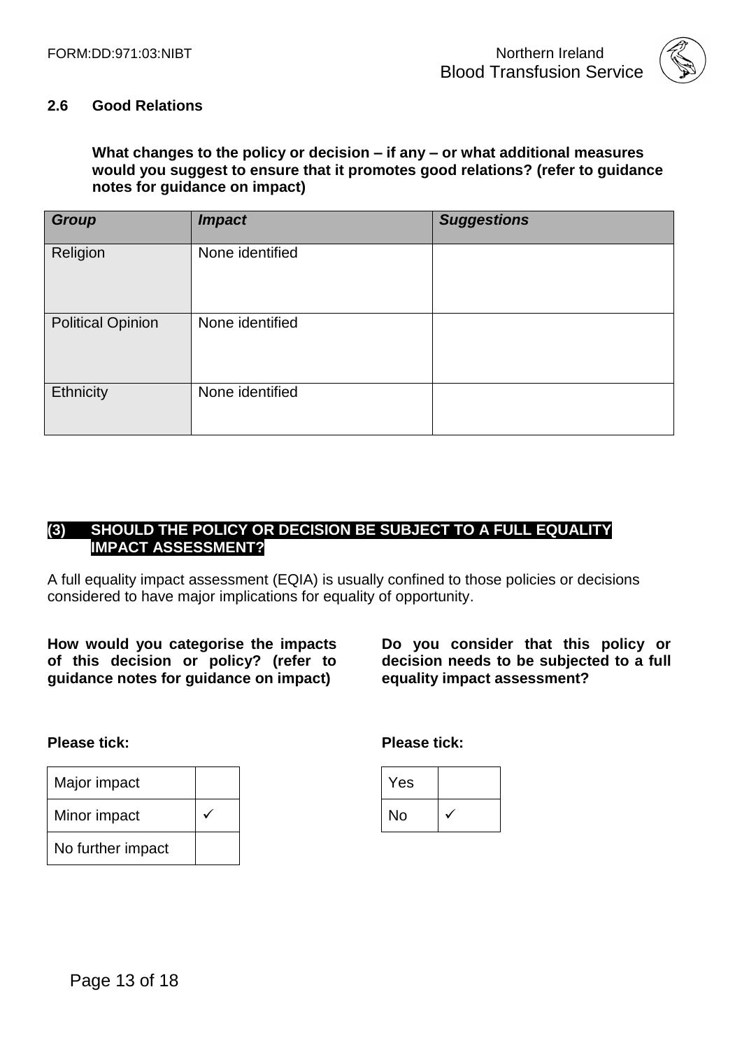### 2.6 Good Relations

**What changes to the policy or decision – if any – or what additional measures would you suggest to ensure that it promotes good relations? (refer to guidance notes for guidance on impact)**

| *Group* | *Impact* | *Suggestions* |
|---|---|---|
| Religion | None identified | |
| Political Opinion | None identified | |
| Ethnicity | None identified | |

## (3) SHOULD THE POLICY OR DECISION BE SUBJECT TO A FULL EQUALITY IMPACT ASSESSMENT?

A full equality impact assessment (EQIA) is usually confined to those policies or decisions considered to have major implications for equality of opportunity.

**How would you categorise the impacts of this decision or policy? (refer to guidance notes for guidance on impact)**

**Please tick:**

| | |
|---|---|
| Major impact | |
| Minor impact | ✓ |
| No further impact | |

**Do you consider that this policy or decision needs to be subjected to a full equality impact assessment?**

**Please tick:**

| | |
|---|---|
| Yes | |
| No | ✓ |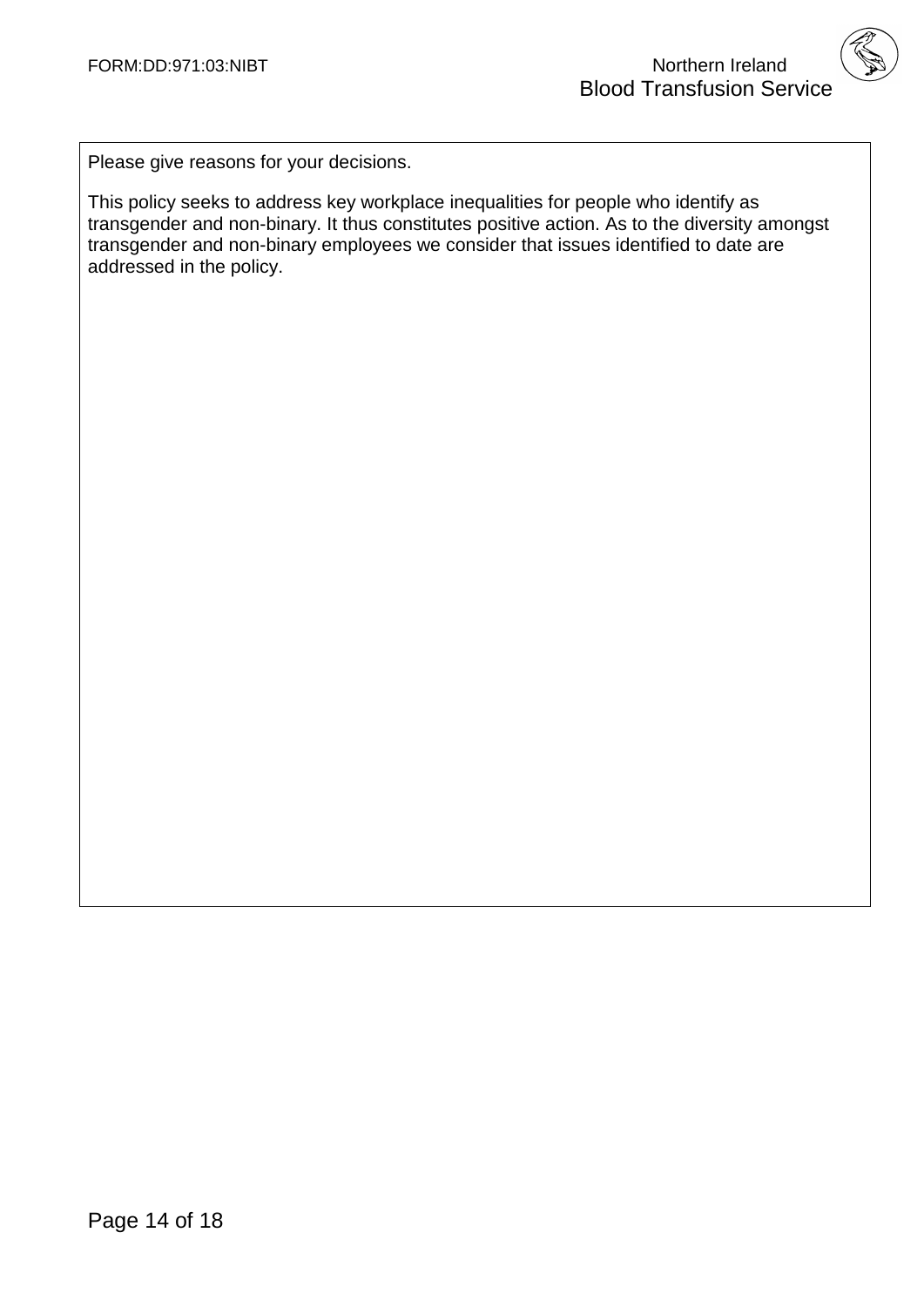Please give reasons for your decisions.

This policy seeks to address key workplace inequalities for people who identify as transgender and non-binary. It thus constitutes positive action. As to the diversity amongst transgender and non-binary employees we consider that issues identified to date are addressed in the policy.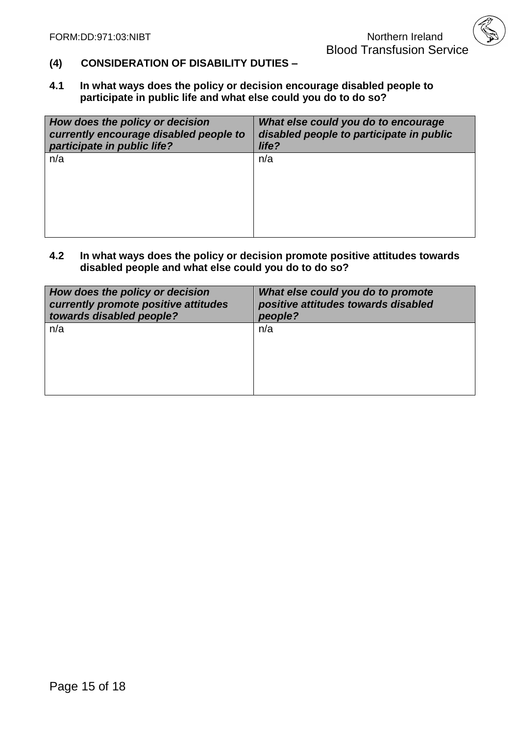## (4) CONSIDERATION OF DISABILITY DUTIES –

**4.1 In what ways does the policy or decision encourage disabled people to participate in public life and what else could you do to do so?**

| ***How does the policy or decision currently encourage disabled people to participate in public life?*** | ***What else could you do to encourage disabled people to participate in public life?*** |
|---|---|
| n/a | n/a |

**4.2 In what ways does the policy or decision promote positive attitudes towards disabled people and what else could you do to do so?**

| ***How does the policy or decision currently promote positive attitudes towards disabled people?*** | ***What else could you do to promote positive attitudes towards disabled people?*** |
|---|---|
| n/a | n/a |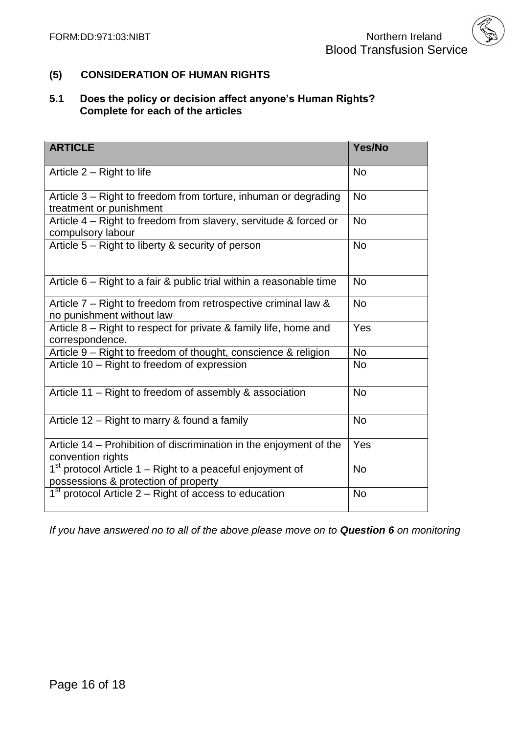## (5) CONSIDERATION OF HUMAN RIGHTS

### 5.1 Does the policy or decision affect anyone's Human Rights? Complete for each of the articles

| ARTICLE | Yes/No |
|---|---|
| Article 2 – Right to life | No |
| Article 3 – Right to freedom from torture, inhuman or degrading treatment or punishment | No |
| Article 4 – Right to freedom from slavery, servitude & forced or compulsory labour | No |
| Article 5 – Right to liberty & security of person | No |
| Article 6 – Right to a fair & public trial within a reasonable time | No |
| Article 7 – Right to freedom from retrospective criminal law & no punishment without law | No |
| Article 8 – Right to respect for private & family life, home and correspondence. | Yes |
| Article 9 – Right to freedom of thought, conscience & religion | No |
| Article 10 – Right to freedom of expression | No |
| Article 11 – Right to freedom of assembly & association | No |
| Article 12 – Right to marry & found a family | No |
| Article 14 – Prohibition of discrimination in the enjoyment of the convention rights | Yes |
| 1st protocol Article 1 – Right to a peaceful enjoyment of possessions & protection of property | No |
| 1st protocol Article 2 – Right of access to education | No |

*If you have answered no to all of the above please move on to **Question 6** on monitoring*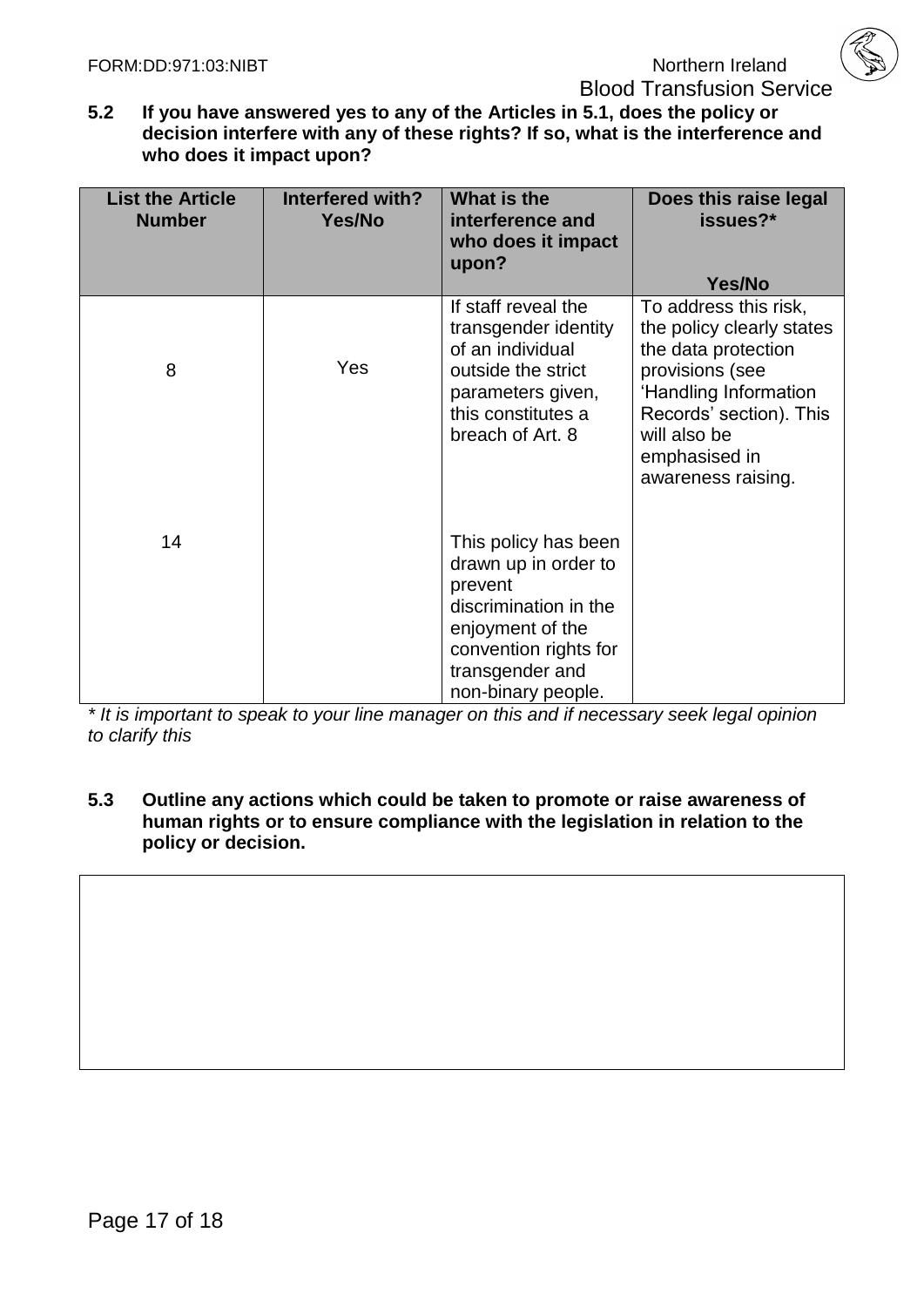**5.2 If you have answered yes to any of the Articles in 5.1, does the policy or decision interfere with any of these rights? If so, what is the interference and who does it impact upon?**

| List the Article Number | Interfered with? Yes/No | What is the interference and who does it impact upon? | Does this raise legal issues?* Yes/No |
|---|---|---|---|
| 8 | Yes | If staff reveal the transgender identity of an individual outside the strict parameters given, this constitutes a breach of Art. 8 | To address this risk, the policy clearly states the data protection provisions (see 'Handling Information Records' section). This will also be emphasised in awareness raising. |
| 14 | | This policy has been drawn up in order to prevent discrimination in the enjoyment of the convention rights for transgender and non-binary people. | |

*\* It is important to speak to your line manager on this and if necessary seek legal opinion to clarify this*

**5.3 Outline any actions which could be taken to promote or raise awareness of human rights or to ensure compliance with the legislation in relation to the policy or decision.**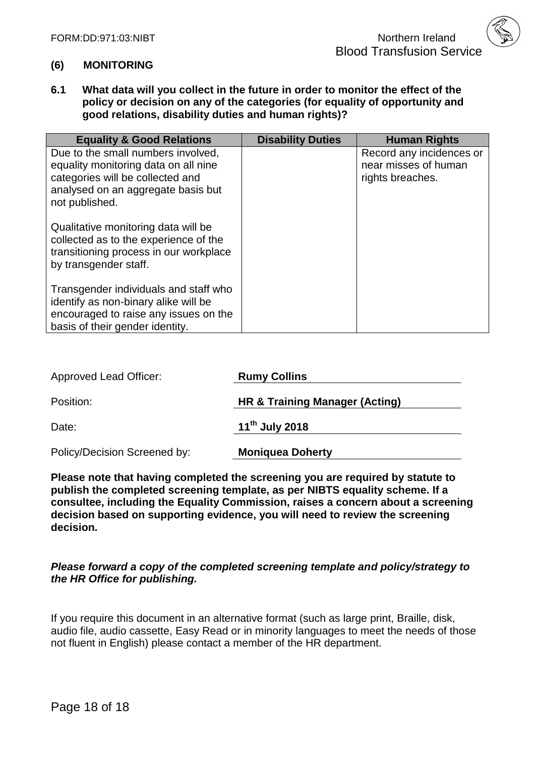## (6) MONITORING

**6.1 What data will you collect in the future in order to monitor the effect of the policy or decision on any of the categories (for equality of opportunity and good relations, disability duties and human rights)?**

| Equality & Good Relations | Disability Duties | Human Rights |
|---|---|---|
| Due to the small numbers involved, equality monitoring data on all nine categories will be collected and analysed on an aggregate basis but not published.<br><br>Qualitative monitoring data will be collected as to the experience of the transitioning process in our workplace by transgender staff.<br><br>Transgender individuals and staff who identify as non-binary alike will be encouraged to raise any issues on the basis of their gender identity. | | Record any incidences or near misses of human rights breaches. |

Approved Lead Officer: **Rumy Collins**

Position: **HR & Training Manager (Acting)**

Date: **11th July 2018**

Policy/Decision Screened by: **Moniquea Doherty**

**Please note that having completed the screening you are required by statute to publish the completed screening template, as per NIBTS equality scheme. If a consultee, including the Equality Commission, raises a concern about a screening decision based on supporting evidence, you will need to review the screening decision.**

***Please forward a copy of the completed screening template and policy/strategy to the HR Office for publishing.***

If you require this document in an alternative format (such as large print, Braille, disk, audio file, audio cassette, Easy Read or in minority languages to meet the needs of those not fluent in English) please contact a member of the HR department.